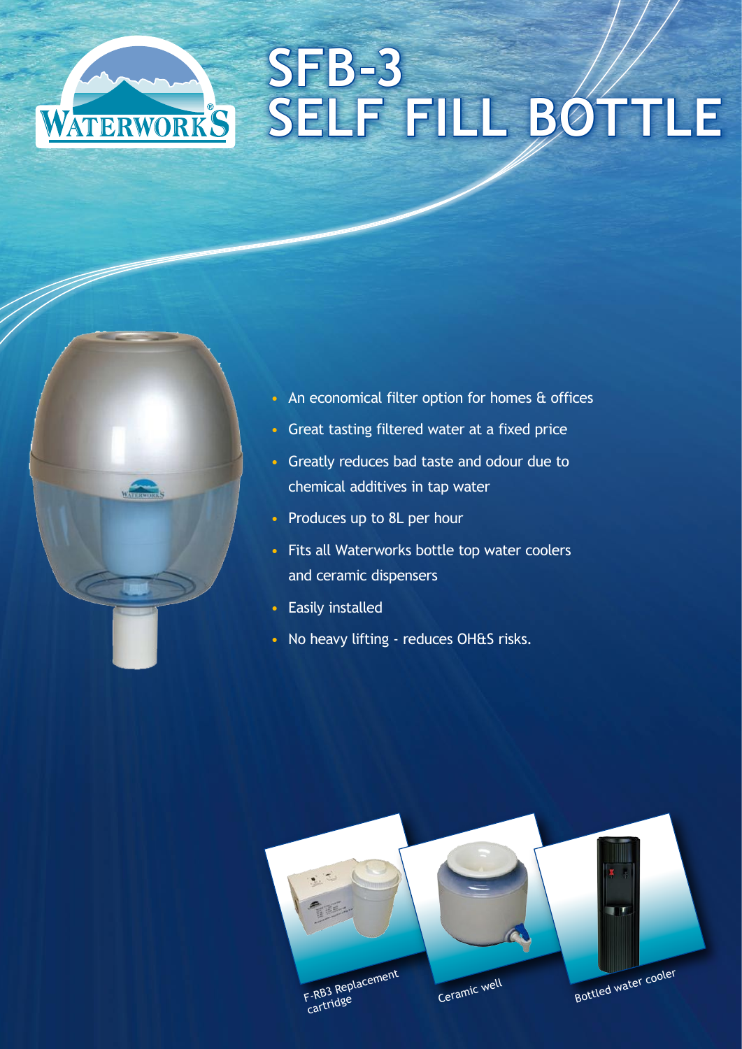# SFB-3 SELF FILL BOTTLE

- An economical filter option for homes & offices
- Great tasting filtered water at a fixed price
- Greatly reduces bad taste and odour due to chemical additives in tap water
- Produces up to 8L per hour
- Fits all Waterworks bottle top water coolers and ceramic dispensers
- Easily installed
- No heavy lifting - reduces OH&S risks.

F-RB3 Replacement cartridge

Ceramic well

Bottled water cooler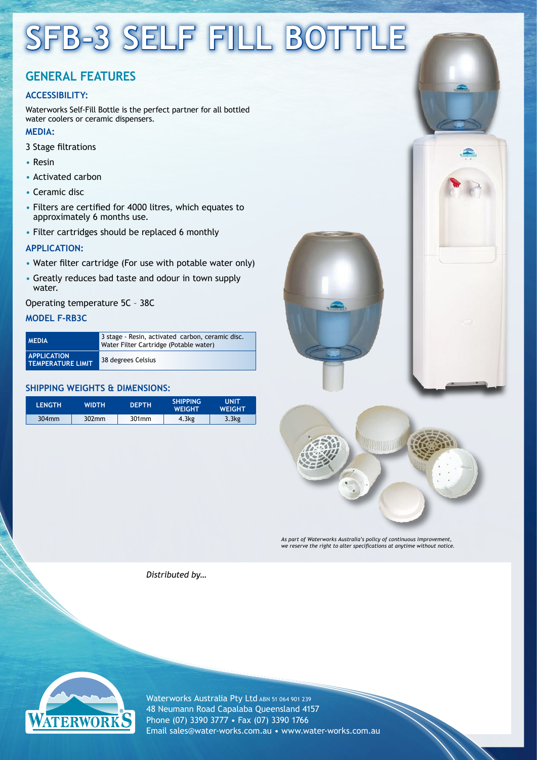# SFB-3 SELF FILL BOTTLE

## GENERAL FEATURES

### ACCESSIBILITY:

Waterworks Self-Fill Bottle is the perfect partner for all bottled water coolers or ceramic dispensers.

### MEDIA:

3 Stage filtrations

- Resin
- Activated carbon
- Ceramic disc
- Filters are certified for 4000 litres, which equates to approximately 6 months use.
- Filter cartridges should be replaced 6 monthly

### APPLICATION:

- Water filter cartridge (For use with potable water only)
- Greatly reduces bad taste and odour in town supply water.

Operating temperature 5C – 38C

### MODEL F-RB3C

| | |
|---|---|
| MEDIA | 3 stage - Resin, activated carbon, ceramic disc. Water Filter Cartridge (Potable water) |
| APPLICATION TEMPERATURE LIMIT | 38 degrees Celsius |

### SHIPPING WEIGHTS & DIMENSIONS:

| LENGTH | WIDTH | DEPTH | SHIPPING WEIGHT | UNIT WEIGHT |
|---|---|---|---|---|
| 304mm | 302mm | 301mm | 4.3kg | 3.3kg |

*As part of Waterworks Australia's policy of continuous improvement, we reserve the right to alter specifications at anytime without notice.*

*Distributed by...*

Waterworks Australia Pty Ltd ABN 51 064 901 239
48 Neumann Road Capalaba Queensland 4157
Phone (07) 3390 3777 • Fax (07) 3390 1766
Email sales@water-works.com.au • www.water-works.com.au